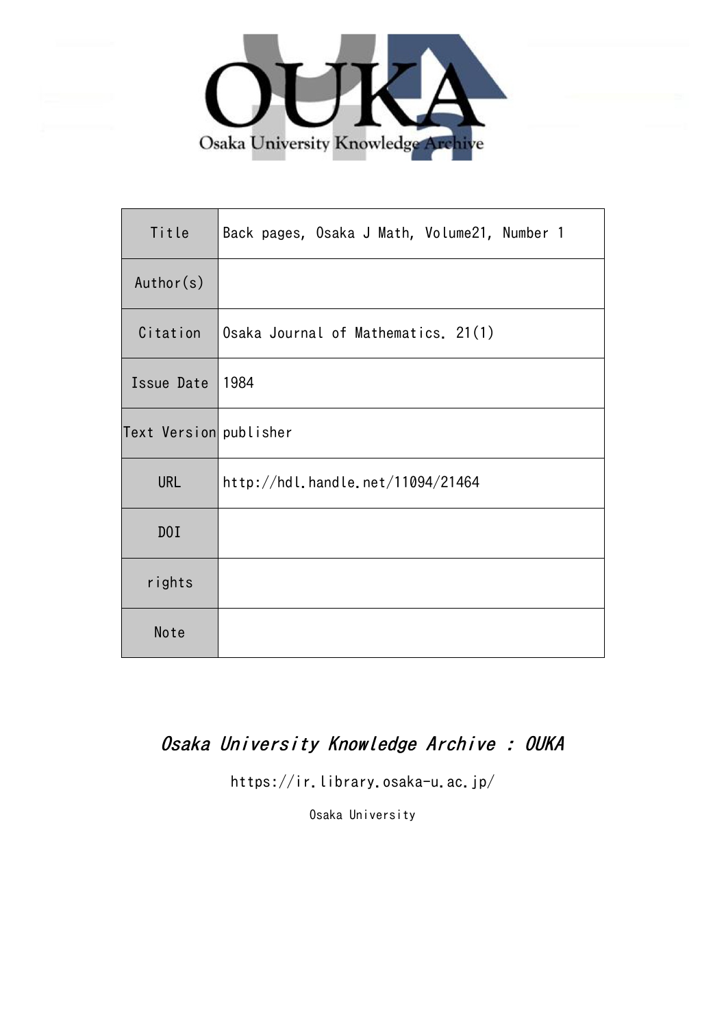Osaka University Knowledge Archive

| Title | Back pages, Osaka J Math, Volume21, Number 1 |
| --- | --- |
| Author(s) | |
| Citation | Osaka Journal of Mathematics. 21(1) |
| Issue Date | 1984 |
| Text Version | publisher |
| URL | http://hdl.handle.net/11094/21464 |
| DOI | |
| rights | |
| Note | |

*Osaka University Knowledge Archive : OUKA*

https://ir.library.osaka-u.ac.jp/

Osaka University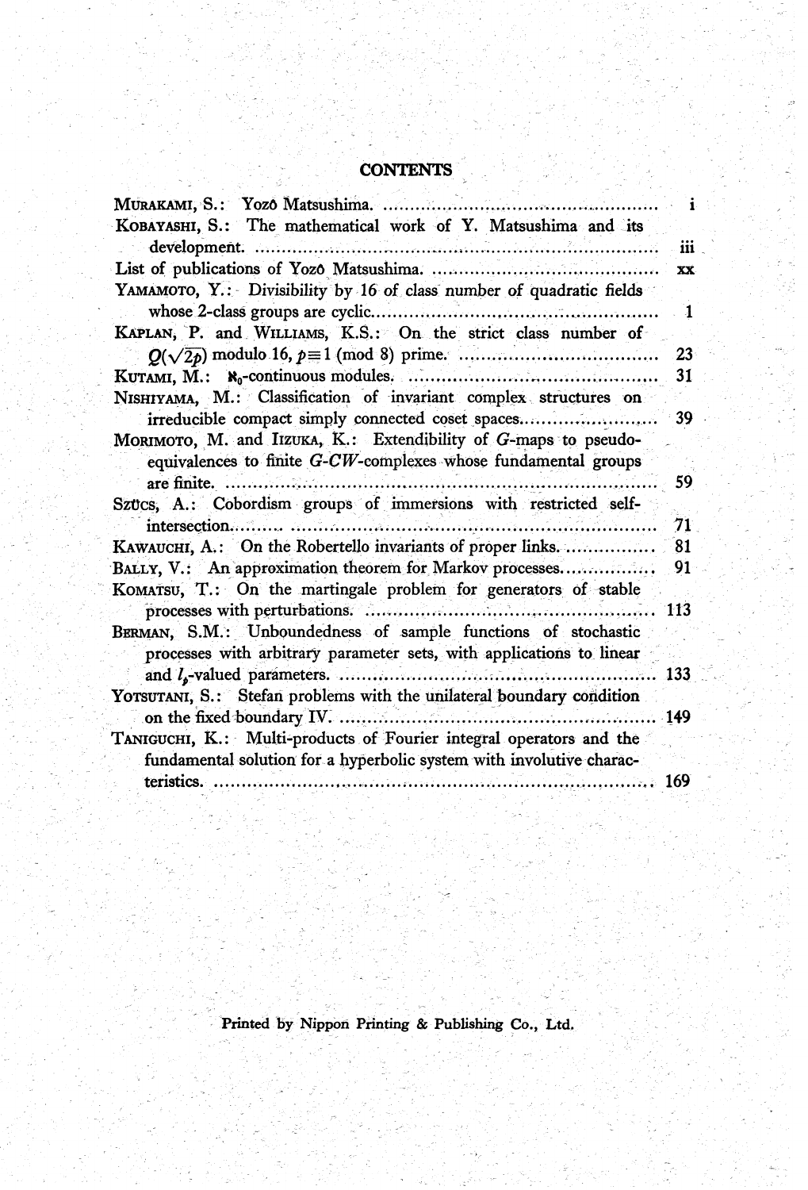## CONTENTS

MURAKAMI, S.: Yozô Matsushima. .................................................. i

KOBAYASHI, S.: The mathematical work of Y. Matsushima and its development. .................................................. iii

List of publications of Yozô Matsushima. .................................................. xx

YAMAMOTO, Y.: Divisibility by 16 of class number of quadratic fields whose 2-class groups are cyclic.................................................. 1

KAPLAN, P. and WILLIAMS, K.S.: On the strict class number of $Q(\sqrt{2p})$ modulo 16, $p \equiv 1 \pmod 8$ prime. .................................................. 23

KUTAMI, M.: $\aleph_0$-continuous modules. .................................................. 31

NISHIYAMA, M.: Classification of invariant complex structures on irreducible compact simply connected coset spaces.................................................. 39

MORIMOTO, M. and IIZUKA, K.: Extendibility of $G$-maps to pseudo-equivalences to finite $G$-$CW$-complexes whose fundamental groups are finite. .................................................. 59

SZŰCS, A.: Cobordism groups of immersions with restricted self-intersection.................................................. 71

KAWAUCHI, A.: On the Robertello invariants of proper links. .................................................. 81

BALLY, V.: An approximation theorem for Markov processes.................................................. 91

KOMATSU, T.: On the martingale problem for generators of stable processes with perturbations. .................................................. 113

BERMAN, S.M.: Unboundedness of sample functions of stochastic processes with arbitrary parameter sets, with applications to linear and $l_p$-valued parameters. .................................................. 133

YOTSUTANI, S.: Stefan problems with the unilateral boundary condition on the fixed boundary IV. .................................................. 149

TANIGUCHI, K.: Multi-products of Fourier integral operators and the fundamental solution for a hyperbolic system with involutive characteristics. .................................................. 169

Printed by Nippon Printing & Publishing Co., Ltd.